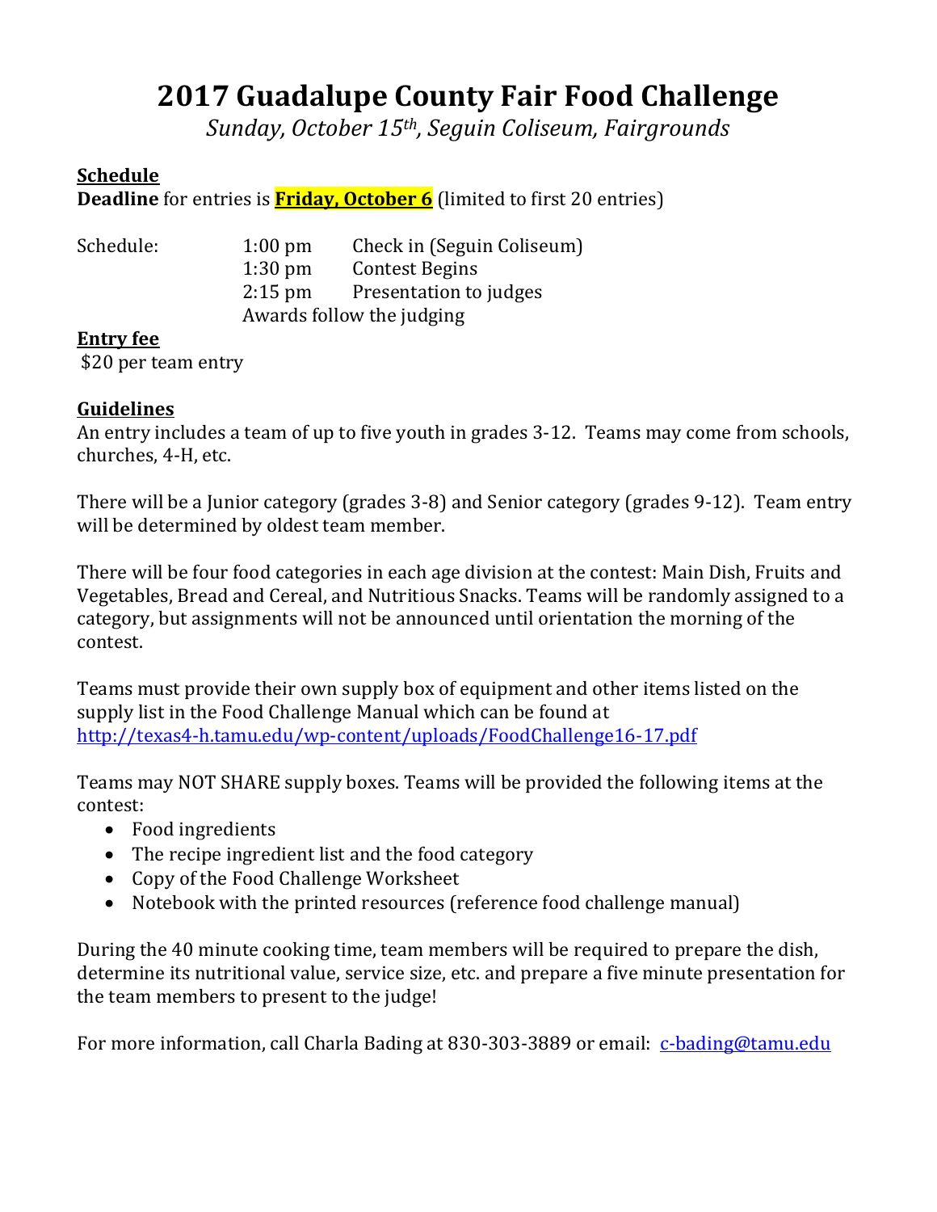# 2017 Guadalupe County Fair Food Challenge

*Sunday, October 15th, Seguin Coliseum, Fairgrounds*

**Schedule**

**Deadline** for entries is **Friday, October 6** (limited to first 20 entries)

Schedule:

| | | |
|---|---|---|
| | 1:00 pm | Check in (Seguin Coliseum) |
| | 1:30 pm | Contest Begins |
| | 2:15 pm | Presentation to judges |
| | Awards follow the judging | |

**Entry fee**

$20 per team entry

**Guidelines**

An entry includes a team of up to five youth in grades 3-12. Teams may come from schools, churches, 4-H, etc.

There will be a Junior category (grades 3-8) and Senior category (grades 9-12). Team entry will be determined by oldest team member.

There will be four food categories in each age division at the contest: Main Dish, Fruits and Vegetables, Bread and Cereal, and Nutritious Snacks. Teams will be randomly assigned to a category, but assignments will not be announced until orientation the morning of the contest.

Teams must provide their own supply box of equipment and other items listed on the supply list in the Food Challenge Manual which can be found at http://texas4-h.tamu.edu/wp-content/uploads/FoodChallenge16-17.pdf

Teams may NOT SHARE supply boxes. Teams will be provided the following items at the contest:

- Food ingredients
- The recipe ingredient list and the food category
- Copy of the Food Challenge Worksheet
- Notebook with the printed resources (reference food challenge manual)

During the 40 minute cooking time, team members will be required to prepare the dish, determine its nutritional value, service size, etc. and prepare a five minute presentation for the team members to present to the judge!

For more information, call Charla Bading at 830-303-3889 or email: c-bading@tamu.edu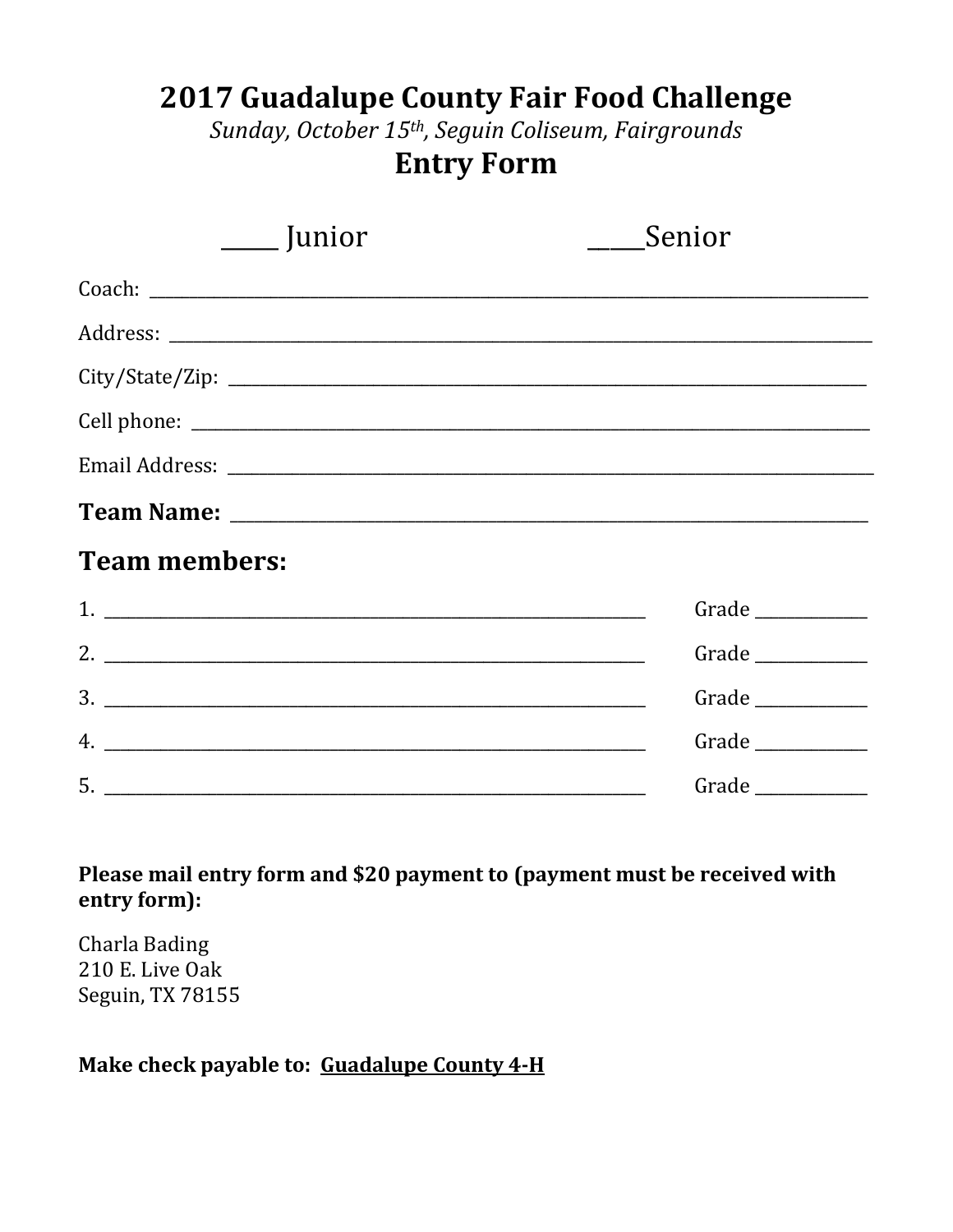# 2017 Guadalupe County Fair Food Challenge

*Sunday, October 15th, Seguin Coliseum, Fairgrounds*

## Entry Form

_____ Junior _____Senior

Coach: ______________________________________________

Address: ______________________________________________

City/State/Zip: ______________________________________________

Cell phone: ______________________________________________

Email Address: ______________________________________________

**Team Name:** ______________________________________________

## Team members:

1. ______________________________________ Grade __________
2. ______________________________________ Grade __________
3. ______________________________________ Grade __________
4. ______________________________________ Grade __________
5. ______________________________________ Grade __________

**Please mail entry form and $20 payment to (payment must be received with entry form):**

Charla Bading
210 E. Live Oak
Seguin, TX 78155

**Make check payable to: Guadalupe County 4-H**